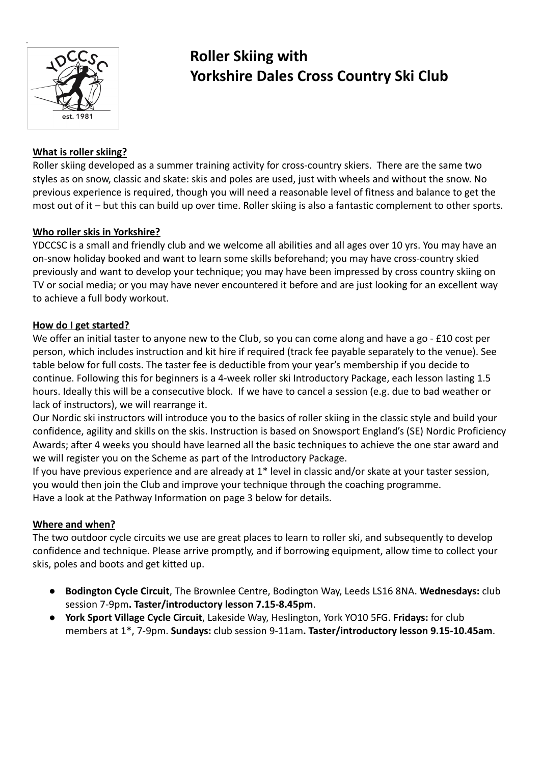# Roller Skiing with Yorkshire Dales Cross Country Ski Club

**What is roller skiing?**

Roller skiing developed as a summer training activity for cross-country skiers. There are the same two styles as on snow, classic and skate: skis and poles are used, just with wheels and without the snow. No previous experience is required, though you will need a reasonable level of fitness and balance to get the most out of it – but this can build up over time. Roller skiing is also a fantastic complement to other sports.

**Who roller skis in Yorkshire?**

YDCCSC is a small and friendly club and we welcome all abilities and all ages over 10 yrs. You may have an on-snow holiday booked and want to learn some skills beforehand; you may have cross-country skied previously and want to develop your technique; you may have been impressed by cross country skiing on TV or social media; or you may have never encountered it before and are just looking for an excellent way to achieve a full body workout.

**How do I get started?**

We offer an initial taster to anyone new to the Club, so you can come along and have a go - £10 cost per person, which includes instruction and kit hire if required (track fee payable separately to the venue). See table below for full costs. The taster fee is deductible from your year's membership if you decide to continue. Following this for beginners is a 4-week roller ski Introductory Package, each lesson lasting 1.5 hours. Ideally this will be a consecutive block. If we have to cancel a session (e.g. due to bad weather or lack of instructors), we will rearrange it.

Our Nordic ski instructors will introduce you to the basics of roller skiing in the classic style and build your confidence, agility and skills on the skis. Instruction is based on Snowsport England's (SE) Nordic Proficiency Awards; after 4 weeks you should have learned all the basic techniques to achieve the one star award and we will register you on the Scheme as part of the Introductory Package.

If you have previous experience and are already at 1* level in classic and/or skate at your taster session, you would then join the Club and improve your technique through the coaching programme.

Have a look at the Pathway Information on page 3 below for details.

**Where and when?**

The two outdoor cycle circuits we use are great places to learn to roller ski, and subsequently to develop confidence and technique. Please arrive promptly, and if borrowing equipment, allow time to collect your skis, poles and boots and get kitted up.

- **Bodington Cycle Circuit**, The Brownlee Centre, Bodington Way, Leeds LS16 8NA. **Wednesdays:** club session 7-9pm**. Taster/introductory lesson 7.15-8.45pm**.
- **York Sport Village Cycle Circuit**, Lakeside Way, Heslington, York YO10 5FG. **Fridays:** for club members at 1*, 7-9pm. **Sundays:** club session 9-11am**. Taster/introductory lesson 9.15-10.45am**.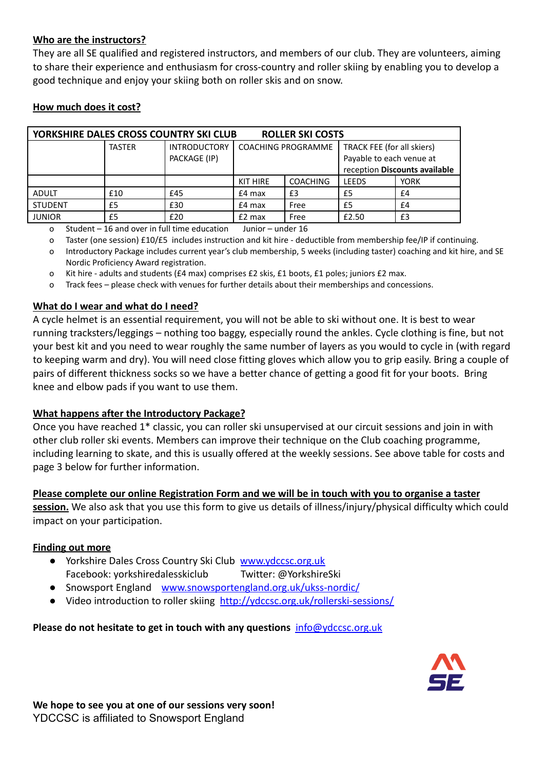**Who are the instructors?**

They are all SE qualified and registered instructors, and members of our club. They are volunteers, aiming to share their experience and enthusiasm for cross-country and roller skiing by enabling you to develop a good technique and enjoy your skiing both on roller skis and on snow.

**How much does it cost?**

| YORKSHIRE DALES CROSS COUNTRY SKI CLUB | ROLLER SKI COSTS | | | | | |
|---|---|---|---|---|---|---|
| | TASTER | INTRODUCTORY PACKAGE (IP) | COACHING PROGRAMME | | TRACK FEE (for all skiers) Payable to each venue at reception **Discounts available** | |
| | | | KIT HIRE | COACHING | LEEDS | YORK |
| ADULT | £10 | £45 | £4 max | £3 | £5 | £4 |
| STUDENT | £5 | £30 | £4 max | Free | £5 | £4 |
| JUNIOR | £5 | £20 | £2 max | Free | £2.50 | £3 |

- Student – 16 and over in full time education   Junior – under 16
- Taster (one session) £10/£5 includes instruction and kit hire - deductible from membership fee/IP if continuing.
- Introductory Package includes current year's club membership, 5 weeks (including taster) coaching and kit hire, and SE Nordic Proficiency Award registration.
- Kit hire - adults and students (£4 max) comprises £2 skis, £1 boots, £1 poles; juniors £2 max.
- Track fees – please check with venues for further details about their memberships and concessions.

**What do I wear and what do I need?**

A cycle helmet is an essential requirement, you will not be able to ski without one. It is best to wear running tracksters/leggings – nothing too baggy, especially round the ankles. Cycle clothing is fine, but not your best kit and you need to wear roughly the same number of layers as you would to cycle in (with regard to keeping warm and dry). You will need close fitting gloves which allow you to grip easily. Bring a couple of pairs of different thickness socks so we have a better chance of getting a good fit for your boots. Bring knee and elbow pads if you want to use them.

**What happens after the Introductory Package?**

Once you have reached 1* classic, you can roller ski unsupervised at our circuit sessions and join in with other club roller ski events. Members can improve their technique on the Club coaching programme, including learning to skate, and this is usually offered at the weekly sessions. See above table for costs and page 3 below for further information.

**Please complete our online Registration Form and we will be in touch with you to organise a taster session.** We also ask that you use this form to give us details of illness/injury/physical difficulty which could impact on your participation.

**Finding out more**

- Yorkshire Dales Cross Country Ski Club www.ydccsc.org.uk
  Facebook: yorkshiredalesskiclub   Twitter: @YorkshireSki
- Snowsport England www.snowsportengland.org.uk/ukss-nordic/
- Video introduction to roller skiing http://ydccsc.org.uk/rollerski-sessions/

**Please do not hesitate to get in touch with any questions** info@ydccsc.org.uk

**We hope to see you at one of our sessions very soon!**

YDCCSC is affiliated to Snowsport England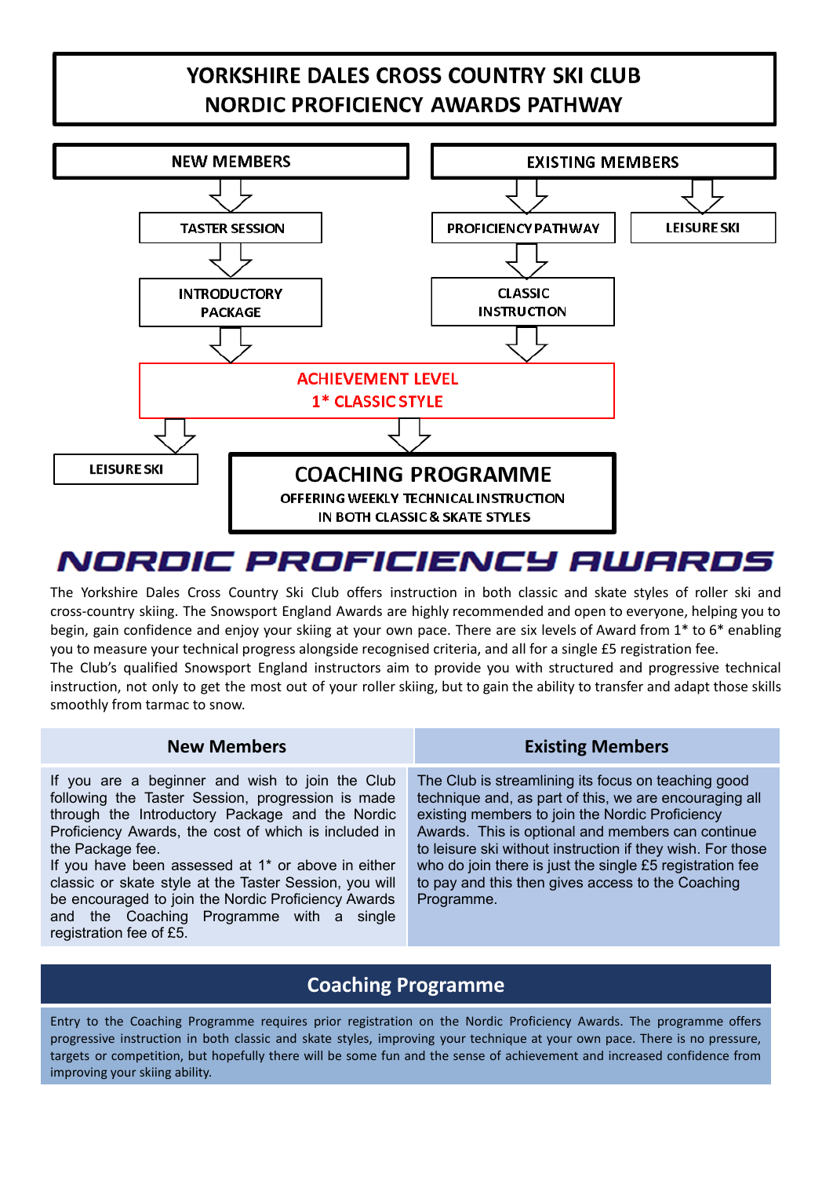# YORKSHIRE DALES CROSS COUNTRY SKI CLUB
# NORDIC PROFICIENCY AWARDS PATHWAY

NEW MEMBERS

TASTER SESSION

INTRODUCTORY PACKAGE

EXISTING MEMBERS

PROFICIENCY PATHWAY

LEISURE SKI

CLASSIC INSTRUCTION

ACHIEVEMENT LEVEL
1* CLASSIC STYLE

LEISURE SKI

COACHING PROGRAMME
OFFERING WEEKLY TECHNICAL INSTRUCTION
IN BOTH CLASSIC & SKATE STYLES

## NORDIC PROFICIENCY AWARDS

The Yorkshire Dales Cross Country Ski Club offers instruction in both classic and skate styles of roller ski and cross-country skiing. The Snowsport England Awards are highly recommended and open to everyone, helping you to begin, gain confidence and enjoy your skiing at your own pace. There are six levels of Award from 1* to 6* enabling you to measure your technical progress alongside recognised criteria, and all for a single £5 registration fee.

The Club's qualified Snowsport England instructors aim to provide you with structured and progressive technical instruction, not only to get the most out of your roller skiing, but to gain the ability to transfer and adapt those skills smoothly from tarmac to snow.

| New Members | Existing Members |
|---|---|
| If you are a beginner and wish to join the Club following the Taster Session, progression is made through the Introductory Package and the Nordic Proficiency Awards, the cost of which is included in the Package fee. If you have been assessed at 1* or above in either classic or skate style at the Taster Session, you will be encouraged to join the Nordic Proficiency Awards and the Coaching Programme with a single registration fee of £5. | The Club is streamlining its focus on teaching good technique and, as part of this, we are encouraging all existing members to join the Nordic Proficiency Awards. This is optional and members can continue to leisure ski without instruction if they wish. For those who do join there is just the single £5 registration fee to pay and this then gives access to the Coaching Programme. |

## Coaching Programme

Entry to the Coaching Programme requires prior registration on the Nordic Proficiency Awards. The programme offers progressive instruction in both classic and skate styles, improving your technique at your own pace. There is no pressure, targets or competition, but hopefully there will be some fun and the sense of achievement and increased confidence from improving your skiing ability.